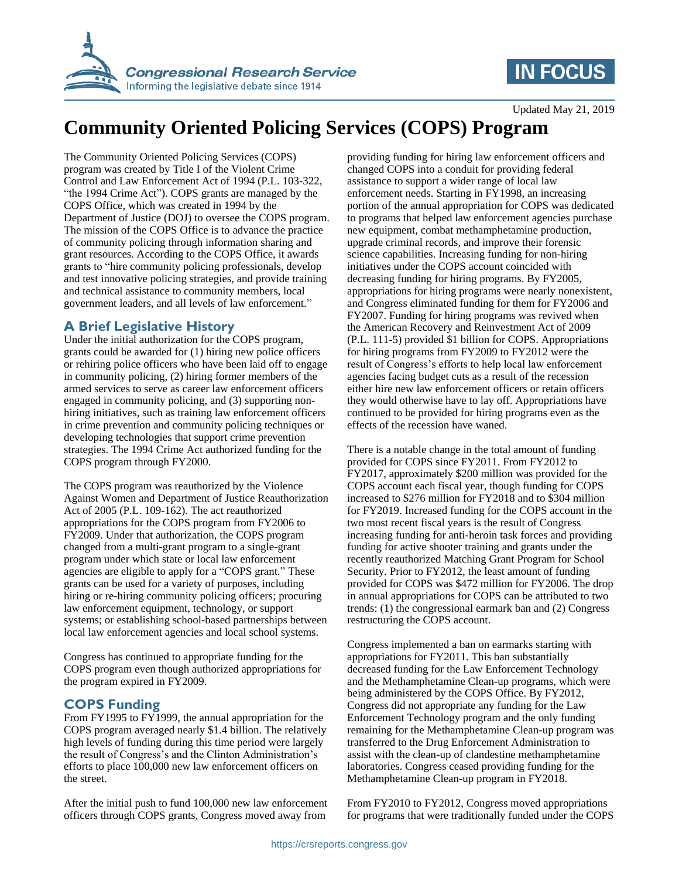Updated May 21, 2019

# Community Oriented Policing Services (COPS) Program

The Community Oriented Policing Services (COPS) program was created by Title I of the Violent Crime Control and Law Enforcement Act of 1994 (P.L. 103-322, "the 1994 Crime Act"). COPS grants are managed by the COPS Office, which was created in 1994 by the Department of Justice (DOJ) to oversee the COPS program. The mission of the COPS Office is to advance the practice of community policing through information sharing and grant resources. According to the COPS Office, it awards grants to "hire community policing professionals, develop and test innovative policing strategies, and provide training and technical assistance to community members, local government leaders, and all levels of law enforcement."

## A Brief Legislative History

Under the initial authorization for the COPS program, grants could be awarded for (1) hiring new police officers or rehiring police officers who have been laid off to engage in community policing, (2) hiring former members of the armed services to serve as career law enforcement officers engaged in community policing, and (3) supporting non-hiring initiatives, such as training law enforcement officers in crime prevention and community policing techniques or developing technologies that support crime prevention strategies. The 1994 Crime Act authorized funding for the COPS program through FY2000.

The COPS program was reauthorized by the Violence Against Women and Department of Justice Reauthorization Act of 2005 (P.L. 109-162). The act reauthorized appropriations for the COPS program from FY2006 to FY2009. Under that authorization, the COPS program changed from a multi-grant program to a single-grant program under which state or local law enforcement agencies are eligible to apply for a "COPS grant." These grants can be used for a variety of purposes, including hiring or re-hiring community policing officers; procuring law enforcement equipment, technology, or support systems; or establishing school-based partnerships between local law enforcement agencies and local school systems.

Congress has continued to appropriate funding for the COPS program even though authorized appropriations for the program expired in FY2009.

## COPS Funding

From FY1995 to FY1999, the annual appropriation for the COPS program averaged nearly $1.4 billion. The relatively high levels of funding during this time period were largely the result of Congress's and the Clinton Administration's efforts to place 100,000 new law enforcement officers on the street.

After the initial push to fund 100,000 new law enforcement officers through COPS grants, Congress moved away from providing funding for hiring law enforcement officers and changed COPS into a conduit for providing federal assistance to support a wider range of local law enforcement needs. Starting in FY1998, an increasing portion of the annual appropriation for COPS was dedicated to programs that helped law enforcement agencies purchase new equipment, combat methamphetamine production, upgrade criminal records, and improve their forensic science capabilities. Increasing funding for non-hiring initiatives under the COPS account coincided with decreasing funding for hiring programs. By FY2005, appropriations for hiring programs were nearly nonexistent, and Congress eliminated funding for them for FY2006 and FY2007. Funding for hiring programs was revived when the American Recovery and Reinvestment Act of 2009 (P.L. 111-5) provided $1 billion for COPS. Appropriations for hiring programs from FY2009 to FY2012 were the result of Congress's efforts to help local law enforcement agencies facing budget cuts as a result of the recession either hire new law enforcement officers or retain officers they would otherwise have to lay off. Appropriations have continued to be provided for hiring programs even as the effects of the recession have waned.

There is a notable change in the total amount of funding provided for COPS since FY2011. From FY2012 to FY2017, approximately $200 million was provided for the COPS account each fiscal year, though funding for COPS increased to $276 million for FY2018 and to $304 million for FY2019. Increased funding for the COPS account in the two most recent fiscal years is the result of Congress increasing funding for anti-heroin task forces and providing funding for active shooter training and grants under the recently reauthorized Matching Grant Program for School Security. Prior to FY2012, the least amount of funding provided for COPS was $472 million for FY2006. The drop in annual appropriations for COPS can be attributed to two trends: (1) the congressional earmark ban and (2) Congress restructuring the COPS account.

Congress implemented a ban on earmarks starting with appropriations for FY2011. This ban substantially decreased funding for the Law Enforcement Technology and the Methamphetamine Clean-up programs, which were being administered by the COPS Office. By FY2012, Congress did not appropriate any funding for the Law Enforcement Technology program and the only funding remaining for the Methamphetamine Clean-up program was transferred to the Drug Enforcement Administration to assist with the clean-up of clandestine methamphetamine laboratories. Congress ceased providing funding for the Methamphetamine Clean-up program in FY2018.

From FY2010 to FY2012, Congress moved appropriations for programs that were traditionally funded under the COPS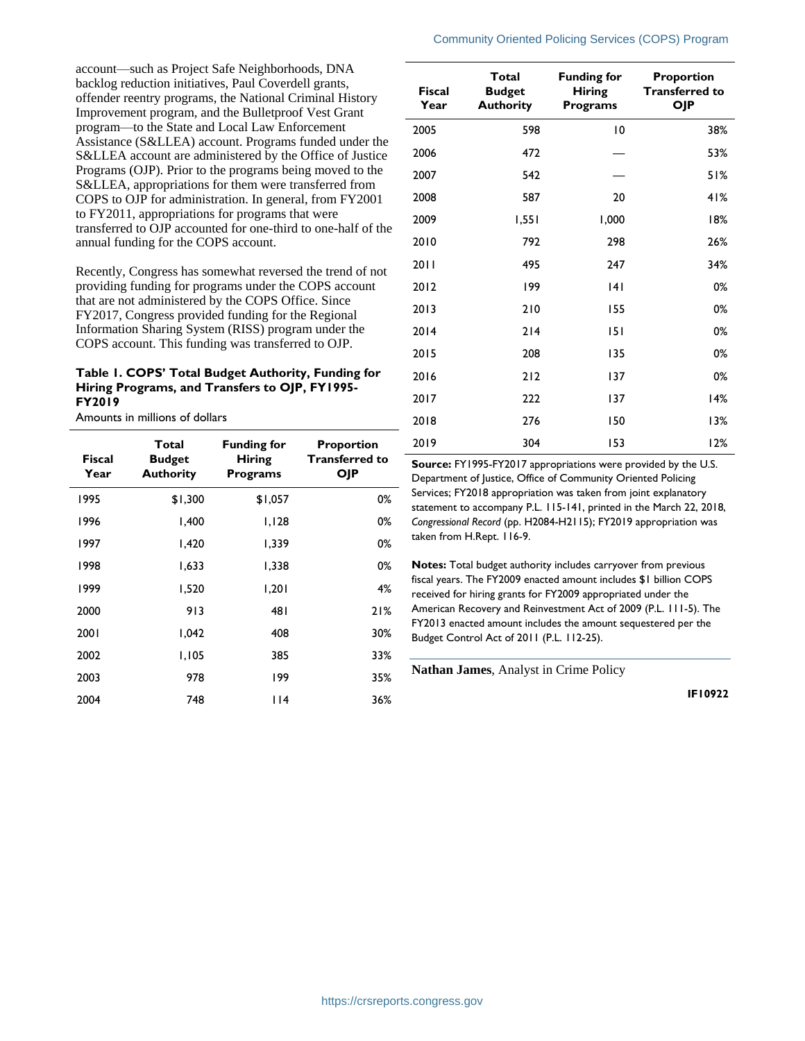account—such as Project Safe Neighborhoods, DNA backlog reduction initiatives, Paul Coverdell grants, offender reentry programs, the National Criminal History Improvement program, and the Bulletproof Vest Grant program—to the State and Local Law Enforcement Assistance (S&LLEA) account. Programs funded under the S&LLEA account are administered by the Office of Justice Programs (OJP). Prior to the programs being moved to the S&LLEA, appropriations for them were transferred from COPS to OJP for administration. In general, from FY2001 to FY2011, appropriations for programs that were transferred to OJP accounted for one-third to one-half of the annual funding for the COPS account.

Recently, Congress has somewhat reversed the trend of not providing funding for programs under the COPS account that are not administered by the COPS Office. Since FY2017, Congress provided funding for the Regional Information Sharing System (RISS) program under the COPS account. This funding was transferred to OJP.

**Table 1. COPS' Total Budget Authority, Funding for Hiring Programs, and Transfers to OJP, FY1995-FY2019**

Amounts in millions of dollars

| Fiscal Year | Total Budget Authority | Funding for Hiring Programs | Proportion Transferred to OJP |
|---|---|---|---|
| 1995 | $1,300 | $1,057 | 0% |
| 1996 | 1,400 | 1,128 | 0% |
| 1997 | 1,420 | 1,339 | 0% |
| 1998 | 1,633 | 1,338 | 0% |
| 1999 | 1,520 | 1,201 | 4% |
| 2000 | 913 | 481 | 21% |
| 2001 | 1,042 | 408 | 30% |
| 2002 | 1,105 | 385 | 33% |
| 2003 | 978 | 199 | 35% |
| 2004 | 748 | 114 | 36% |
| 2005 | 598 | 10 | 38% |
| 2006 | 472 | — | 53% |
| 2007 | 542 | — | 51% |
| 2008 | 587 | 20 | 41% |
| 2009 | 1,551 | 1,000 | 18% |
| 2010 | 792 | 298 | 26% |
| 2011 | 495 | 247 | 34% |
| 2012 | 199 | 141 | 0% |
| 2013 | 210 | 155 | 0% |
| 2014 | 214 | 151 | 0% |
| 2015 | 208 | 135 | 0% |
| 2016 | 212 | 137 | 0% |
| 2017 | 222 | 137 | 14% |
| 2018 | 276 | 150 | 13% |
| 2019 | 304 | 153 | 12% |

**Source:** FY1995-FY2017 appropriations were provided by the U.S. Department of Justice, Office of Community Oriented Policing Services; FY2018 appropriation was taken from joint explanatory statement to accompany P.L. 115-141, printed in the March 22, 2018, *Congressional Record* (pp. H2084-H2115); FY2019 appropriation was taken from H.Rept. 116-9.

**Notes:** Total budget authority includes carryover from previous fiscal years. The FY2009 enacted amount includes $1 billion COPS received for hiring grants for FY2009 appropriated under the American Recovery and Reinvestment Act of 2009 (P.L. 111-5). The FY2013 enacted amount includes the amount sequestered per the Budget Control Act of 2011 (P.L. 112-25).

**Nathan James**, Analyst in Crime Policy

**IF10922**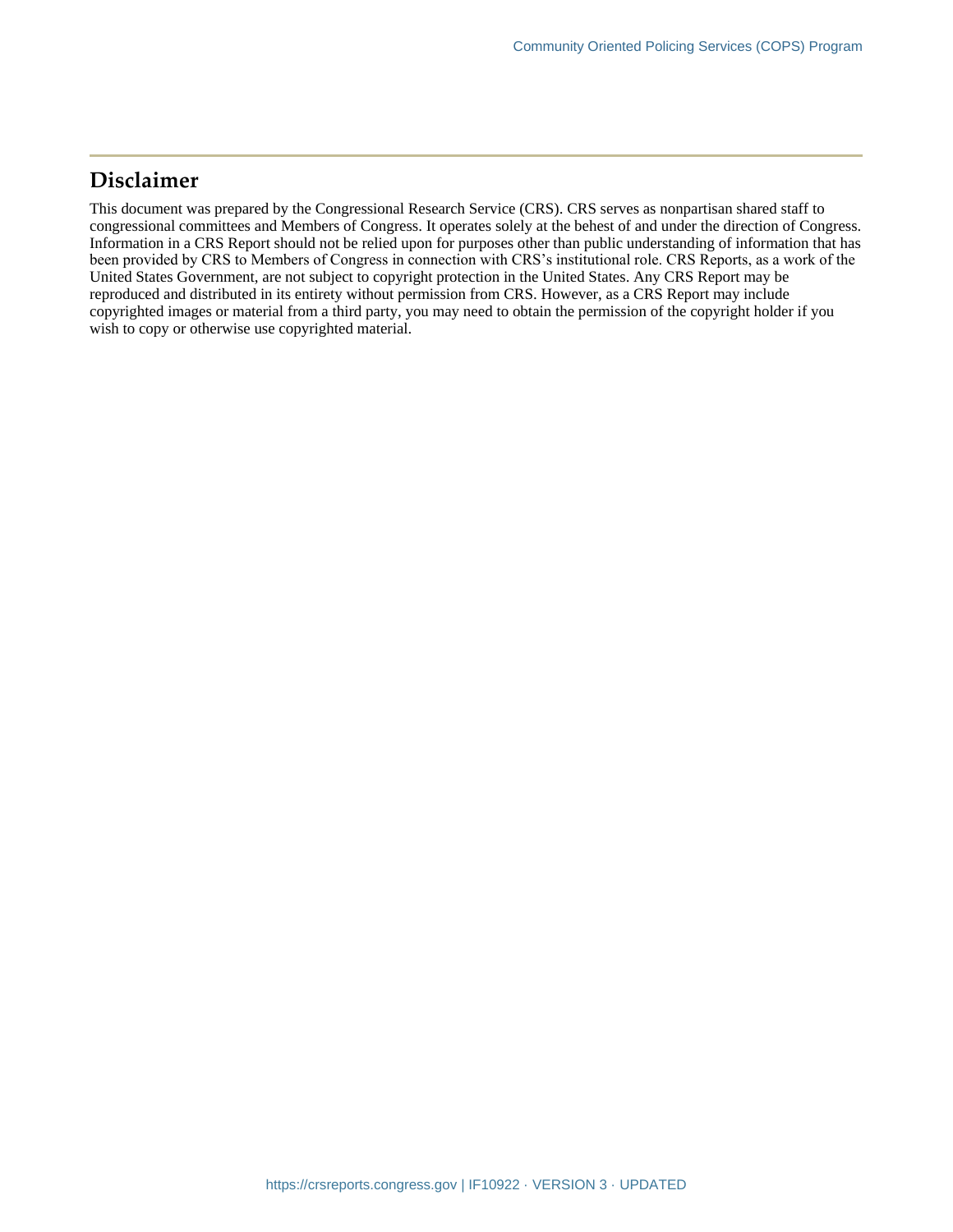## Disclaimer

This document was prepared by the Congressional Research Service (CRS). CRS serves as nonpartisan shared staff to congressional committees and Members of Congress. It operates solely at the behest of and under the direction of Congress. Information in a CRS Report should not be relied upon for purposes other than public understanding of information that has been provided by CRS to Members of Congress in connection with CRS's institutional role. CRS Reports, as a work of the United States Government, are not subject to copyright protection in the United States. Any CRS Report may be reproduced and distributed in its entirety without permission from CRS. However, as a CRS Report may include copyrighted images or material from a third party, you may need to obtain the permission of the copyright holder if you wish to copy or otherwise use copyrighted material.